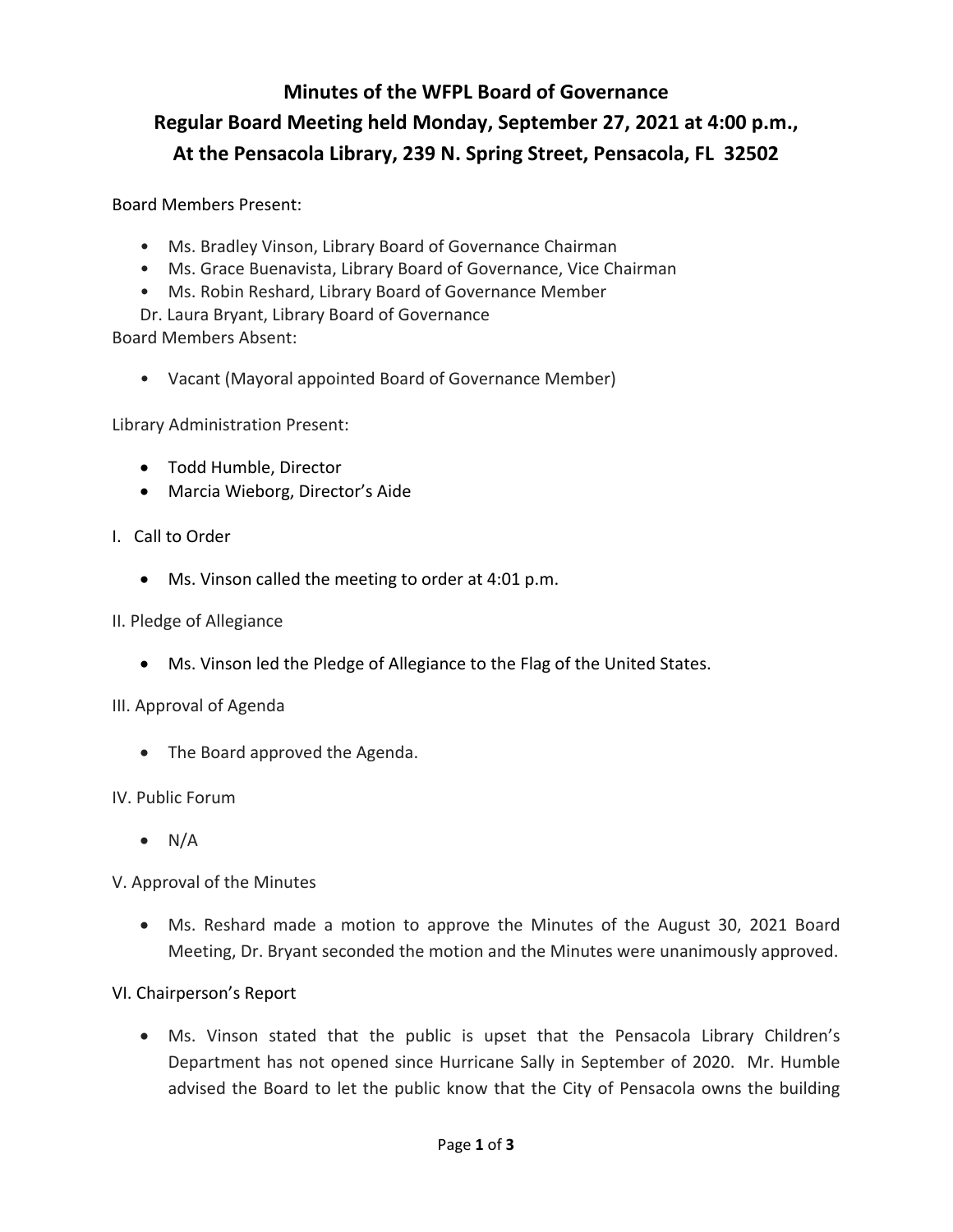# Minutes of the WFPL Board of Governance
## Regular Board Meeting held Monday, September 27, 2021 at 4:00 p.m.,
## At the Pensacola Library, 239 N. Spring Street, Pensacola, FL 32502

Board Members Present:

- Ms. Bradley Vinson, Library Board of Governance Chairman
- Ms. Grace Buenavista, Library Board of Governance, Vice Chairman
- Ms. Robin Reshard, Library Board of Governance Member

Dr. Laura Bryant, Library Board of Governance

Board Members Absent:

- Vacant (Mayoral appointed Board of Governance Member)

Library Administration Present:

- Todd Humble, Director
- Marcia Wieborg, Director's Aide

I. Call to Order

- Ms. Vinson called the meeting to order at 4:01 p.m.

II. Pledge of Allegiance

- Ms. Vinson led the Pledge of Allegiance to the Flag of the United States.

III. Approval of Agenda

- The Board approved the Agenda.

IV. Public Forum

- N/A

V. Approval of the Minutes

- Ms. Reshard made a motion to approve the Minutes of the August 30, 2021 Board Meeting, Dr. Bryant seconded the motion and the Minutes were unanimously approved.

VI. Chairperson's Report

- Ms. Vinson stated that the public is upset that the Pensacola Library Children's Department has not opened since Hurricane Sally in September of 2020. Mr. Humble advised the Board to let the public know that the City of Pensacola owns the building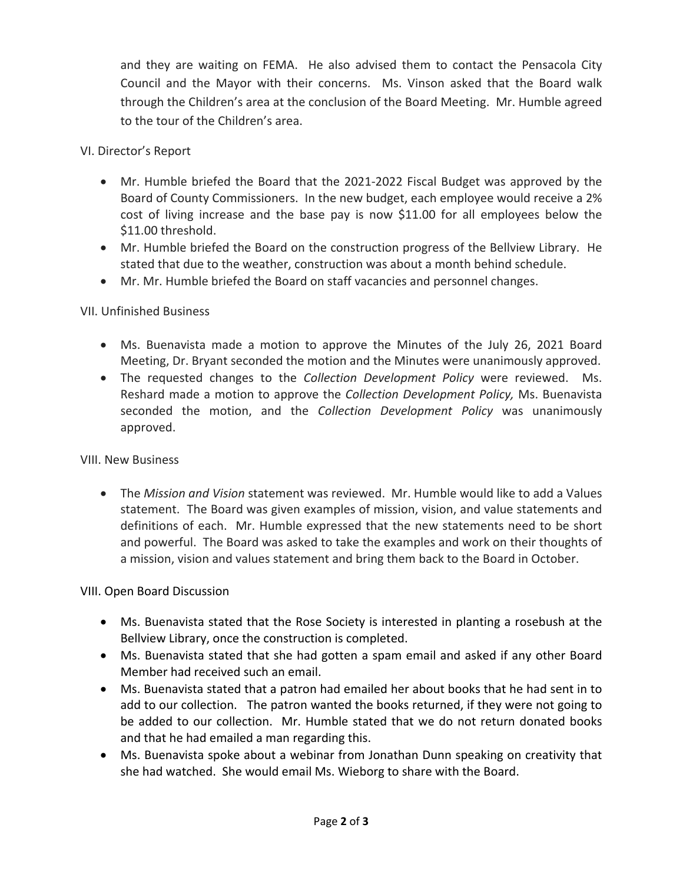and they are waiting on FEMA. He also advised them to contact the Pensacola City Council and the Mayor with their concerns. Ms. Vinson asked that the Board walk through the Children's area at the conclusion of the Board Meeting. Mr. Humble agreed to the tour of the Children's area.

VI. Director's Report

- Mr. Humble briefed the Board that the 2021-2022 Fiscal Budget was approved by the Board of County Commissioners. In the new budget, each employee would receive a 2% cost of living increase and the base pay is now $11.00 for all employees below the $11.00 threshold.
- Mr. Humble briefed the Board on the construction progress of the Bellview Library. He stated that due to the weather, construction was about a month behind schedule.
- Mr. Mr. Humble briefed the Board on staff vacancies and personnel changes.

VII. Unfinished Business

- Ms. Buenavista made a motion to approve the Minutes of the July 26, 2021 Board Meeting, Dr. Bryant seconded the motion and the Minutes were unanimously approved.
- The requested changes to the *Collection Development Policy* were reviewed. Ms. Reshard made a motion to approve the *Collection Development Policy,* Ms. Buenavista seconded the motion, and the *Collection Development Policy* was unanimously approved.

VIII. New Business

- The *Mission and Vision* statement was reviewed. Mr. Humble would like to add a Values statement. The Board was given examples of mission, vision, and value statements and definitions of each. Mr. Humble expressed that the new statements need to be short and powerful. The Board was asked to take the examples and work on their thoughts of a mission, vision and values statement and bring them back to the Board in October.

VIII. Open Board Discussion

- Ms. Buenavista stated that the Rose Society is interested in planting a rosebush at the Bellview Library, once the construction is completed.
- Ms. Buenavista stated that she had gotten a spam email and asked if any other Board Member had received such an email.
- Ms. Buenavista stated that a patron had emailed her about books that he had sent in to add to our collection. The patron wanted the books returned, if they were not going to be added to our collection. Mr. Humble stated that we do not return donated books and that he had emailed a man regarding this.
- Ms. Buenavista spoke about a webinar from Jonathan Dunn speaking on creativity that she had watched. She would email Ms. Wieborg to share with the Board.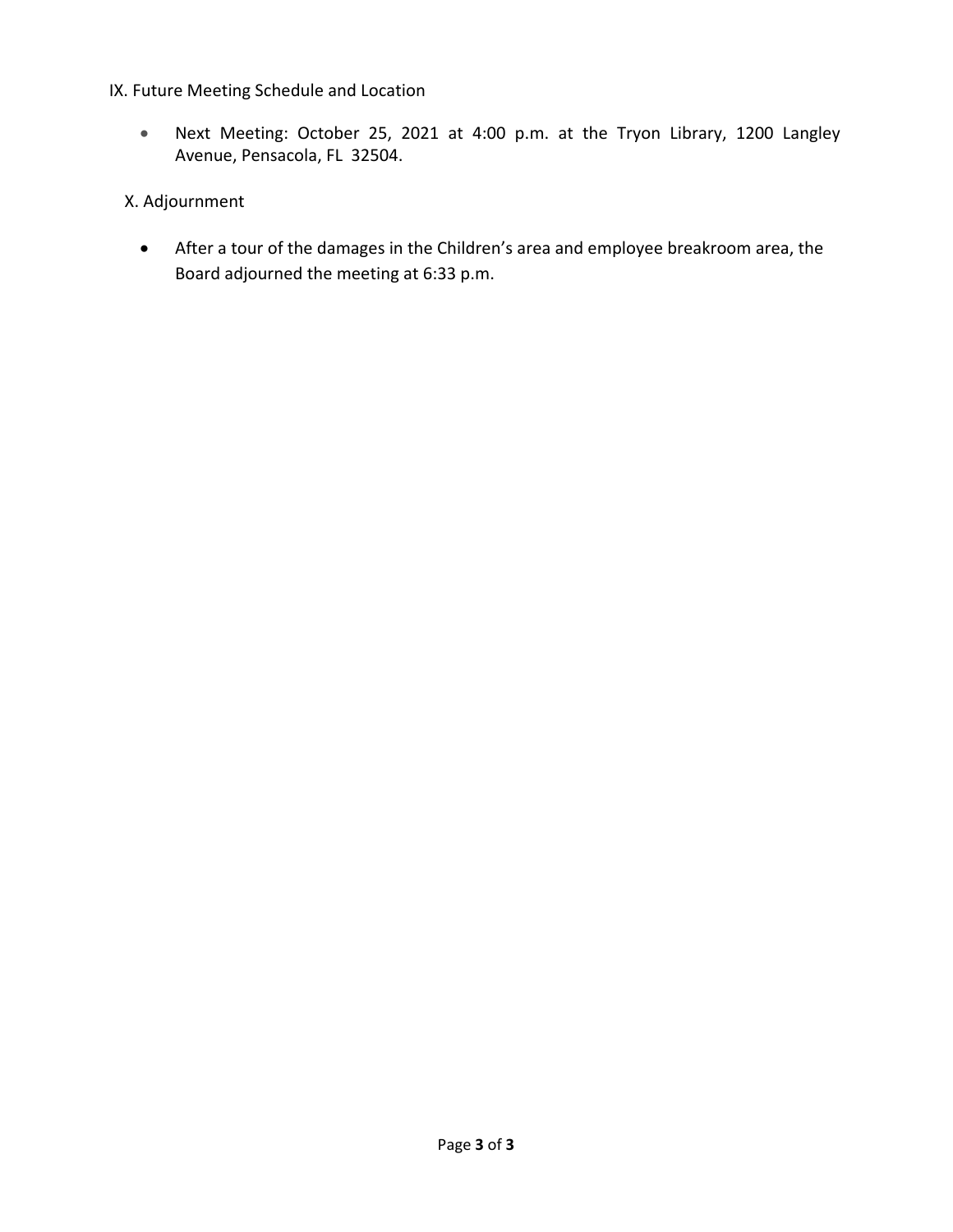## IX. Future Meeting Schedule and Location

- Next Meeting: October 25, 2021 at 4:00 p.m. at the Tryon Library, 1200 Langley Avenue, Pensacola, FL 32504.

## X. Adjournment

- After a tour of the damages in the Children's area and employee breakroom area, the Board adjourned the meeting at 6:33 p.m.